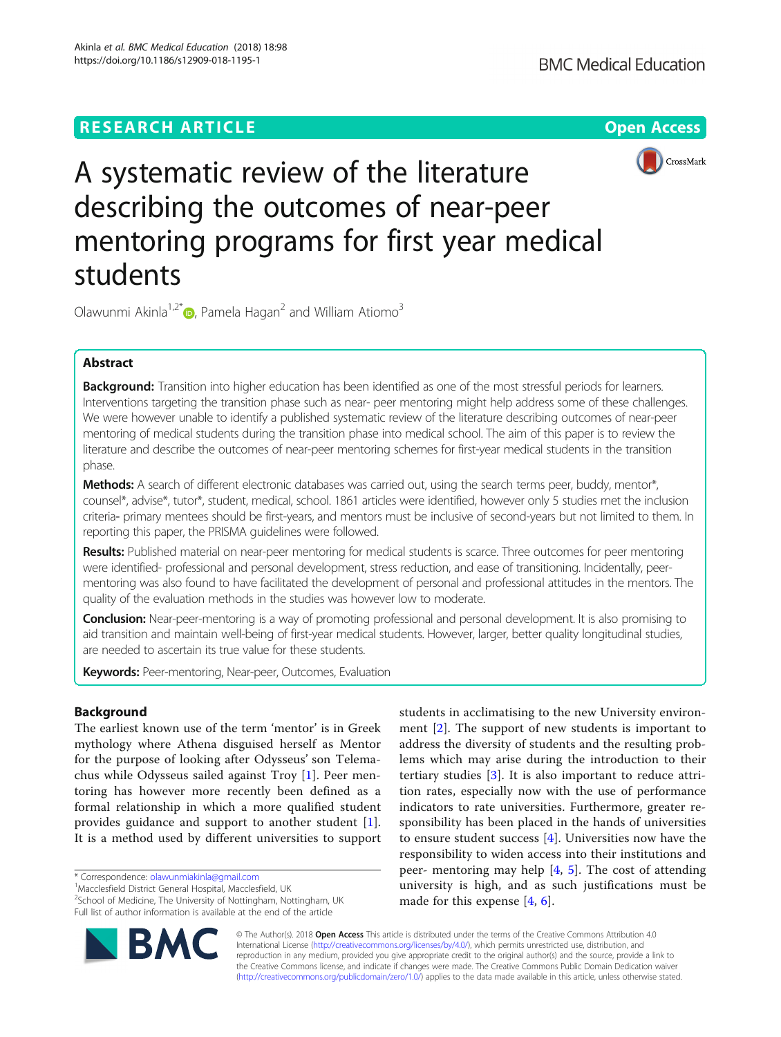RESEARCH ARTICLE

Open Access

# A systematic review of the literature describing the outcomes of near-peer mentoring programs for first year medical students

Olawunmi Akinla[1,2*], Pamela Hagan[2] and William Atiomo[3]

## Abstract

**Background:** Transition into higher education has been identified as one of the most stressful periods for learners. Interventions targeting the transition phase such as near- peer mentoring might help address some of these challenges. We were however unable to identify a published systematic review of the literature describing outcomes of near-peer mentoring of medical students during the transition phase into medical school. The aim of this paper is to review the literature and describe the outcomes of near-peer mentoring schemes for first-year medical students in the transition phase.

**Methods:** A search of different electronic databases was carried out, using the search terms peer, buddy, mentor*, counsel*, advise*, tutor*, student, medical, school. 1861 articles were identified, however only 5 studies met the inclusion criteria- primary mentees should be first-years, and mentors must be inclusive of second-years but not limited to them. In reporting this paper, the PRISMA guidelines were followed.

**Results:** Published material on near-peer mentoring for medical students is scarce. Three outcomes for peer mentoring were identified- professional and personal development, stress reduction, and ease of transitioning. Incidentally, peer-mentoring was also found to have facilitated the development of personal and professional attitudes in the mentors. The quality of the evaluation methods in the studies was however low to moderate.

**Conclusion:** Near-peer-mentoring is a way of promoting professional and personal development. It is also promising to aid transition and maintain well-being of first-year medical students. However, larger, better quality longitudinal studies, are needed to ascertain its true value for these students.

**Keywords:** Peer-mentoring, Near-peer, Outcomes, Evaluation

## Background

The earliest known use of the term 'mentor' is in Greek mythology where Athena disguised herself as Mentor for the purpose of looking after Odysseus' son Telemachus while Odysseus sailed against Troy [1]. Peer mentoring has however more recently been defined as a formal relationship in which a more qualified student provides guidance and support to another student [1]. It is a method used by different universities to support students in acclimatising to the new University environment [2]. The support of new students is important to address the diversity of students and the resulting problems which may arise during the introduction to their tertiary studies [3]. It is also important to reduce attrition rates, especially now with the use of performance indicators to rate universities. Furthermore, greater responsibility has been placed in the hands of universities to ensure student success [4]. Universities now have the responsibility to widen access into their institutions and peer- mentoring may help [4, 5]. The cost of attending university is high, and as such justifications must be made for this expense [4, 6].

* Correspondence: olawunmiakinla@gmail.com
[1]Macclesfield District General Hospital, Macclesfield, UK
[2]School of Medicine, The University of Nottingham, Nottingham, UK
Full list of author information is available at the end of the article

© The Author(s). 2018 **Open Access** This article is distributed under the terms of the Creative Commons Attribution 4.0 International License (http://creativecommons.org/licenses/by/4.0/), which permits unrestricted use, distribution, and reproduction in any medium, provided you give appropriate credit to the original author(s) and the source, provide a link to the Creative Commons license, and indicate if changes were made. The Creative Commons Public Domain Dedication waiver (http://creativecommons.org/publicdomain/zero/1.0/) applies to the data made available in this article, unless otherwise stated.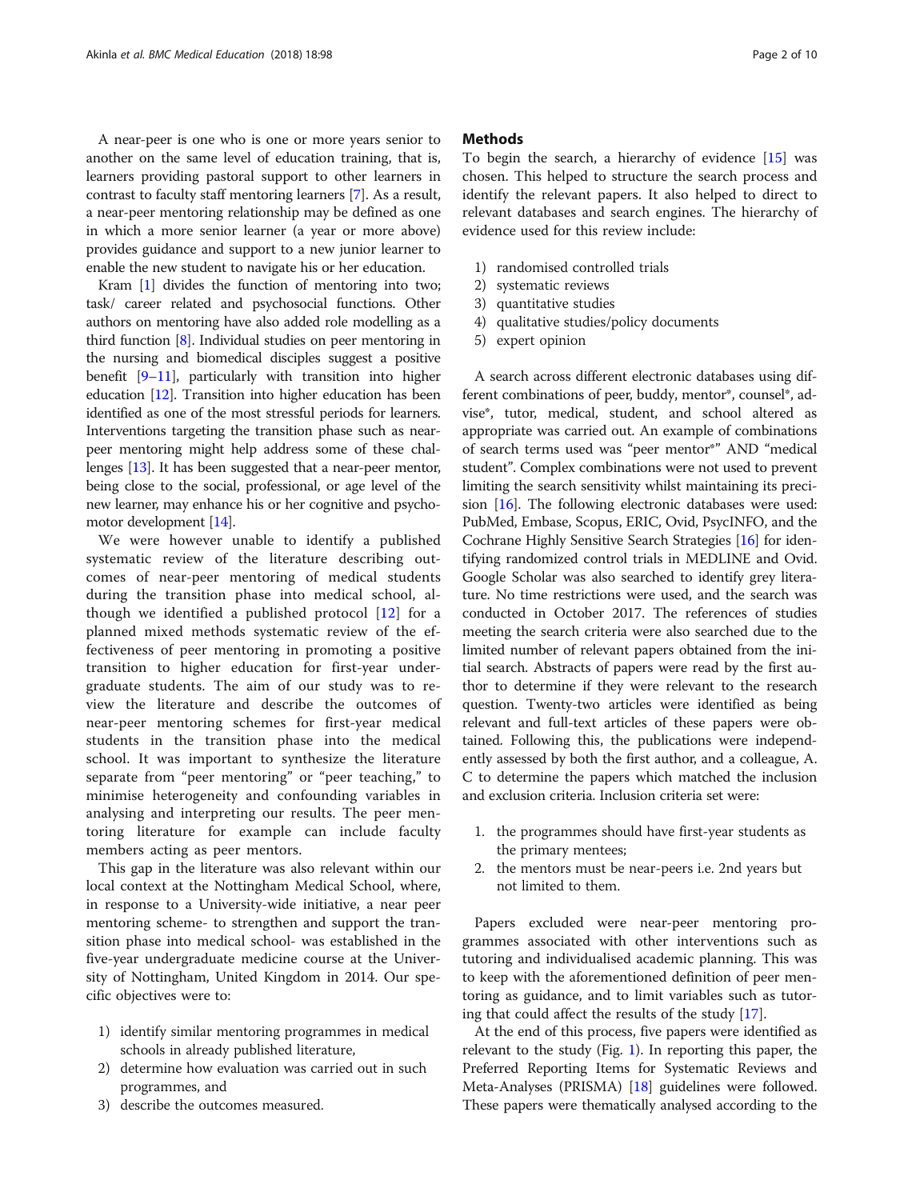A near-peer is one who is one or more years senior to another on the same level of education training, that is, learners providing pastoral support to other learners in contrast to faculty staff mentoring learners [7]. As a result, a near-peer mentoring relationship may be defined as one in which a more senior learner (a year or more above) provides guidance and support to a new junior learner to enable the new student to navigate his or her education.

Kram [1] divides the function of mentoring into two; task/ career related and psychosocial functions. Other authors on mentoring have also added role modelling as a third function [8]. Individual studies on peer mentoring in the nursing and biomedical disciples suggest a positive benefit [9–11], particularly with transition into higher education [12]. Transition into higher education has been identified as one of the most stressful periods for learners. Interventions targeting the transition phase such as near-peer mentoring might help address some of these challenges [13]. It has been suggested that a near-peer mentor, being close to the social, professional, or age level of the new learner, may enhance his or her cognitive and psychomotor development [14].

We were however unable to identify a published systematic review of the literature describing outcomes of near-peer mentoring of medical students during the transition phase into medical school, although we identified a published protocol [12] for a planned mixed methods systematic review of the effectiveness of peer mentoring in promoting a positive transition to higher education for first-year undergraduate students. The aim of our study was to review the literature and describe the outcomes of near-peer mentoring schemes for first-year medical students in the transition phase into the medical school. It was important to synthesize the literature separate from "peer mentoring" or "peer teaching," to minimise heterogeneity and confounding variables in analysing and interpreting our results. The peer mentoring literature for example can include faculty members acting as peer mentors.

This gap in the literature was also relevant within our local context at the Nottingham Medical School, where, in response to a University-wide initiative, a near peer mentoring scheme- to strengthen and support the transition phase into medical school- was established in the five-year undergraduate medicine course at the University of Nottingham, United Kingdom in 2014. Our specific objectives were to:

1) identify similar mentoring programmes in medical schools in already published literature,
2) determine how evaluation was carried out in such programmes, and
3) describe the outcomes measured.

## Methods

To begin the search, a hierarchy of evidence [15] was chosen. This helped to structure the search process and identify the relevant papers. It also helped to direct to relevant databases and search engines. The hierarchy of evidence used for this review include:

1) randomised controlled trials
2) systematic reviews
3) quantitative studies
4) qualitative studies/policy documents
5) expert opinion

A search across different electronic databases using different combinations of peer, buddy, mentor*, counsel*, advise*, tutor, medical, student, and school altered as appropriate was carried out. An example of combinations of search terms used was "peer mentor*" AND "medical student". Complex combinations were not used to prevent limiting the search sensitivity whilst maintaining its precision [16]. The following electronic databases were used: PubMed, Embase, Scopus, ERIC, Ovid, PsycINFO, and the Cochrane Highly Sensitive Search Strategies [16] for identifying randomized control trials in MEDLINE and Ovid. Google Scholar was also searched to identify grey literature. No time restrictions were used, and the search was conducted in October 2017. The references of studies meeting the search criteria were also searched due to the limited number of relevant papers obtained from the initial search. Abstracts of papers were read by the first author to determine if they were relevant to the research question. Twenty-two articles were identified as being relevant and full-text articles of these papers were obtained. Following this, the publications were independently assessed by both the first author, and a colleague, A. C to determine the papers which matched the inclusion and exclusion criteria. Inclusion criteria set were:

1. the programmes should have first-year students as the primary mentees;
2. the mentors must be near-peers i.e. 2nd years but not limited to them.

Papers excluded were near-peer mentoring programmes associated with other interventions such as tutoring and individualised academic planning. This was to keep with the aforementioned definition of peer mentoring as guidance, and to limit variables such as tutoring that could affect the results of the study [17].

At the end of this process, five papers were identified as relevant to the study (Fig. 1). In reporting this paper, the Preferred Reporting Items for Systematic Reviews and Meta-Analyses (PRISMA) [18] guidelines were followed. These papers were thematically analysed according to the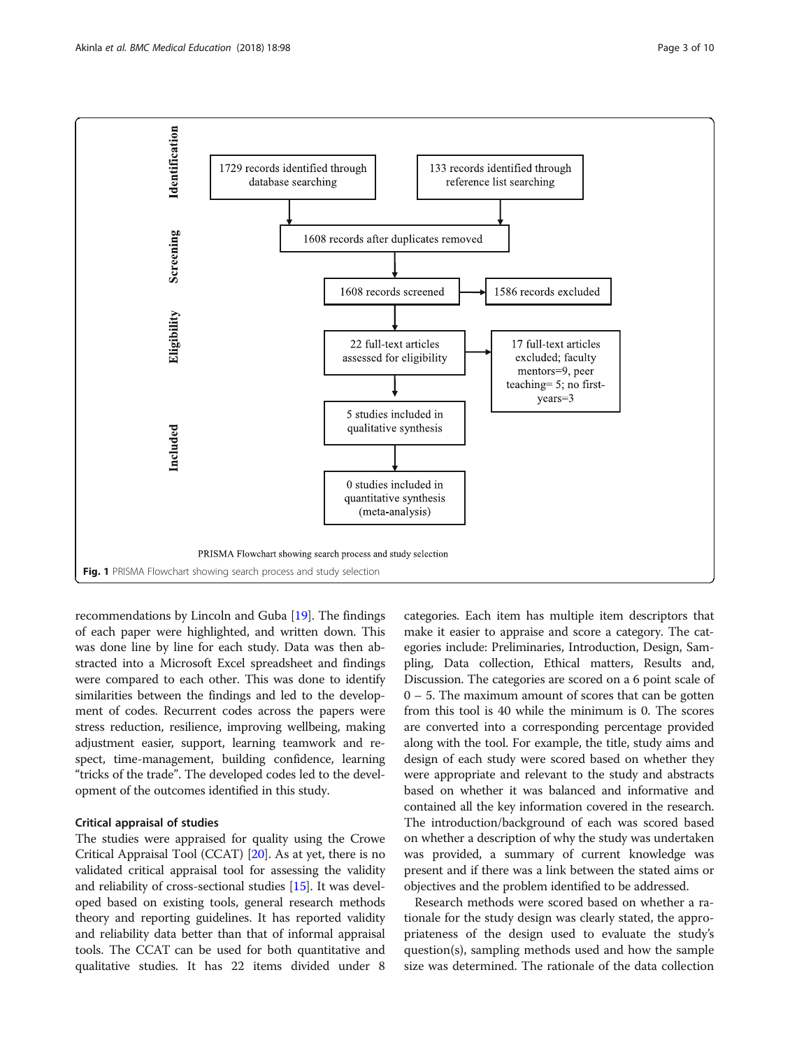**Identification**

- 1729 records identified through database searching
- 133 records identified through reference list searching

**Screening**

- 1608 records after duplicates removed
- 1608 records screened → 1586 records excluded

**Eligibility**

- 22 full-text articles assessed for eligibility → 17 full-text articles excluded; faculty mentors=9, peer teaching= 5; no first-years=3

**Included**

- 5 studies included in qualitative synthesis
- 0 studies included in quantitative synthesis (meta-analysis)

PRISMA Flowchart showing search process and study selection

**Fig. 1** PRISMA Flowchart showing search process and study selection

recommendations by Lincoln and Guba [19]. The findings of each paper were highlighted, and written down. This was done line by line for each study. Data was then abstracted into a Microsoft Excel spreadsheet and findings were compared to each other. This was done to identify similarities between the findings and led to the development of codes. Recurrent codes across the papers were stress reduction, resilience, improving wellbeing, making adjustment easier, support, learning teamwork and respect, time-management, building confidence, learning "tricks of the trade". The developed codes led to the development of the outcomes identified in this study.

### Critical appraisal of studies

The studies were appraised for quality using the Crowe Critical Appraisal Tool (CCAT) [20]. As at yet, there is no validated critical appraisal tool for assessing the validity and reliability of cross-sectional studies [15]. It was developed based on existing tools, general research methods theory and reporting guidelines. It has reported validity and reliability data better than that of informal appraisal tools. The CCAT can be used for both quantitative and qualitative studies. It has 22 items divided under 8 categories. Each item has multiple item descriptors that make it easier to appraise and score a category. The categories include: Preliminaries, Introduction, Design, Sampling, Data collection, Ethical matters, Results and, Discussion. The categories are scored on a 6 point scale of 0 – 5. The maximum amount of scores that can be gotten from this tool is 40 while the minimum is 0. The scores are converted into a corresponding percentage provided along with the tool. For example, the title, study aims and design of each study were scored based on whether they were appropriate and relevant to the study and abstracts based on whether it was balanced and informative and contained all the key information covered in the research. The introduction/background of each was scored based on whether a description of why the study was undertaken was provided, a summary of current knowledge was present and if there was a link between the stated aims or objectives and the problem identified to be addressed.

Research methods were scored based on whether a rationale for the study design was clearly stated, the appropriateness of the design used to evaluate the study's question(s), sampling methods used and how the sample size was determined. The rationale of the data collection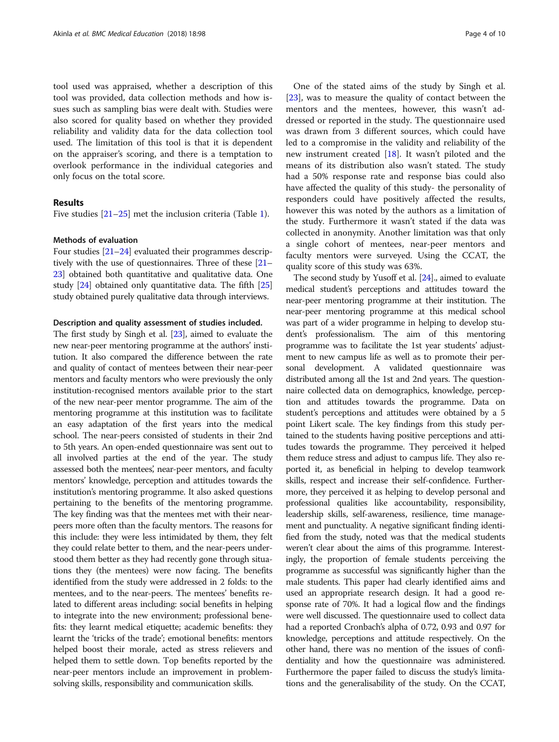tool used was appraised, whether a description of this tool was provided, data collection methods and how issues such as sampling bias were dealt with. Studies were also scored for quality based on whether they provided reliability and validity data for the data collection tool used. The limitation of this tool is that it is dependent on the appraiser's scoring, and there is a temptation to overlook performance in the individual categories and only focus on the total score.

## Results

Five studies [21–25] met the inclusion criteria (Table 1).

### Methods of evaluation

Four studies [21–24] evaluated their programmes descriptively with the use of questionnaires. Three of these [21–23] obtained both quantitative and qualitative data. One study [24] obtained only quantitative data. The fifth [25] study obtained purely qualitative data through interviews.

### Description and quality assessment of studies included.

The first study by Singh et al. [23], aimed to evaluate the new near-peer mentoring programme at the authors' institution. It also compared the difference between the rate and quality of contact of mentees between their near-peer mentors and faculty mentors who were previously the only institution-recognised mentors available prior to the start of the new near-peer mentor programme. The aim of the mentoring programme at this institution was to facilitate an easy adaptation of the first years into the medical school. The near-peers consisted of students in their 2nd to 5th years. An open-ended questionnaire was sent out to all involved parties at the end of the year. The study assessed both the mentees', near-peer mentors, and faculty mentors' knowledge, perception and attitudes towards the institution's mentoring programme. It also asked questions pertaining to the benefits of the mentoring programme. The key finding was that the mentees met with their near-peers more often than the faculty mentors. The reasons for this include: they were less intimidated by them, they felt they could relate better to them, and the near-peers understood them better as they had recently gone through situations they (the mentees) were now facing. The benefits identified from the study were addressed in 2 folds: to the mentees, and to the near-peers. The mentees' benefits related to different areas including: social benefits in helping to integrate into the new environment; professional benefits: they learnt medical etiquette; academic benefits: they learnt the 'tricks of the trade'; emotional benefits: mentors helped boost their morale, acted as stress relievers and helped them to settle down. Top benefits reported by the near-peer mentors include an improvement in problem-solving skills, responsibility and communication skills.

One of the stated aims of the study by Singh et al. [23], was to measure the quality of contact between the mentors and the mentees, however, this wasn't addressed or reported in the study. The questionnaire used was drawn from 3 different sources, which could have led to a compromise in the validity and reliability of the new instrument created [18]. It wasn't piloted and the means of its distribution also wasn't stated. The study had a 50% response rate and response bias could also have affected the quality of this study- the personality of responders could have positively affected the results, however this was noted by the authors as a limitation of the study. Furthermore it wasn't stated if the data was collected in anonymity. Another limitation was that only a single cohort of mentees, near-peer mentors and faculty mentors were surveyed. Using the CCAT, the quality score of this study was 63%.

The second study by Yusoff et al. [24]., aimed to evaluate medical student's perceptions and attitudes toward the near-peer mentoring programme at their institution. The near-peer mentoring programme at this medical school was part of a wider programme in helping to develop student's professionalism. The aim of this mentoring programme was to facilitate the 1st year students' adjustment to new campus life as well as to promote their personal development. A validated questionnaire was distributed among all the 1st and 2nd years. The questionnaire collected data on demographics, knowledge, perception and attitudes towards the programme. Data on student's perceptions and attitudes were obtained by a 5 point Likert scale. The key findings from this study pertained to the students having positive perceptions and attitudes towards the programme. They perceived it helped them reduce stress and adjust to campus life. They also reported it, as beneficial in helping to develop teamwork skills, respect and increase their self-confidence. Furthermore, they perceived it as helping to develop personal and professional qualities like accountability, responsibility, leadership skills, self-awareness, resilience, time management and punctuality. A negative significant finding identified from the study, noted was that the medical students weren't clear about the aims of this programme. Interestingly, the proportion of female students perceiving the programme as successful was significantly higher than the male students. This paper had clearly identified aims and used an appropriate research design. It had a good response rate of 70%. It had a logical flow and the findings were well discussed. The questionnaire used to collect data had a reported Cronbach's alpha of 0.72, 0.93 and 0.97 for knowledge, perceptions and attitude respectively. On the other hand, there was no mention of the issues of confidentiality and how the questionnaire was administered. Furthermore the paper failed to discuss the study's limitations and the generalisability of the study. On the CCAT,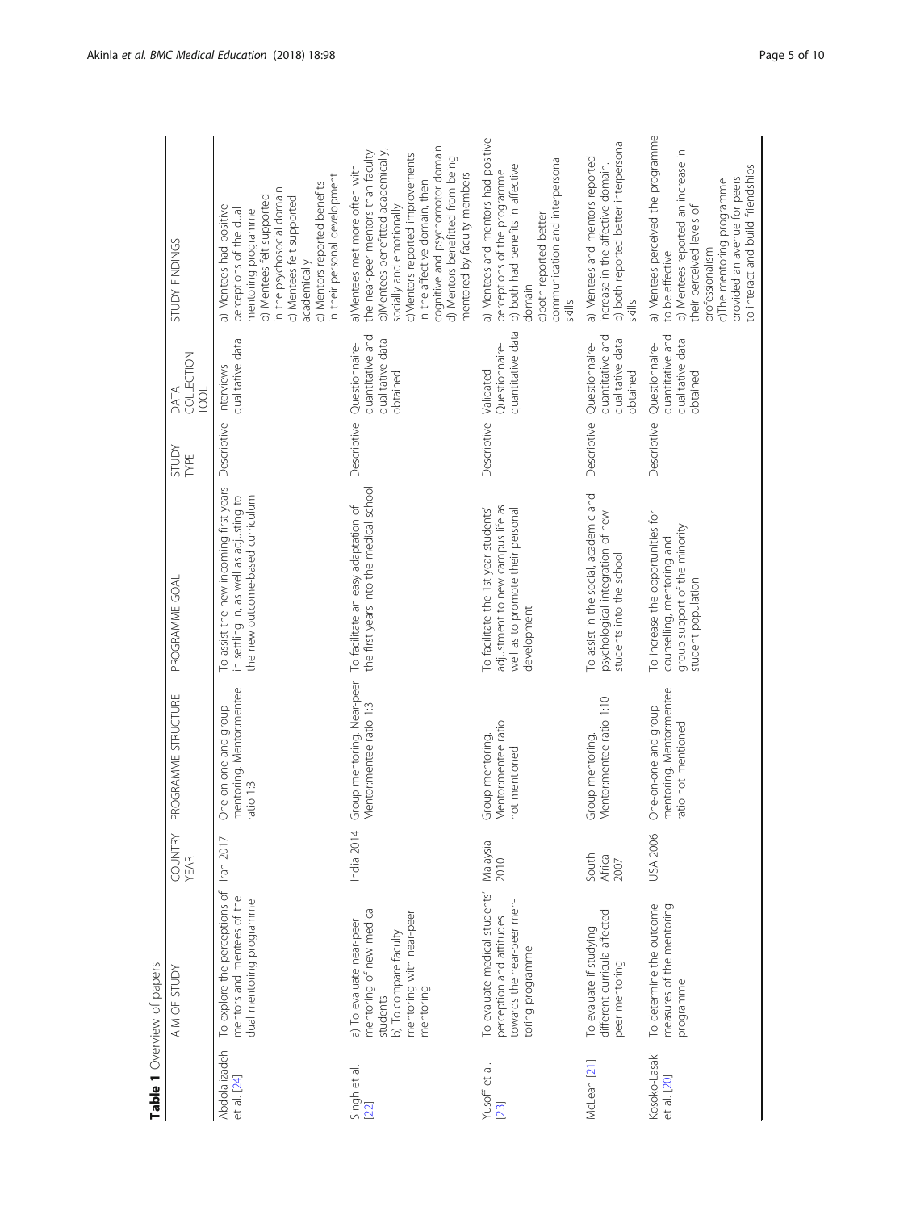**Table 1** Overview of papers

| | AIM OF STUDY | COUNTRY YEAR | PROGRAMME STRUCTURE | PROGRAMME GOAL | STUDY TYPE | DATA COLLECTION TOOL | STUDY FINDINGS |
|---|---|---|---|---|---|---|---|
| Abdolalizadeh et al. [24] | To explore the perceptions of mentors and mentees of the dual mentoring programme | Iran 2017 | One-on-one and group mentoring. Mentor:mentee ratio 1:3 | To assist the new incoming first-years in settling in, as well as adjusting to the new outcome-based curriculum | Descriptive | Interviews- qualitative data | a) Mentees had positive perceptions of the dual mentoring programme b) Mentees felt supported in the psychosocial domain c) Mentees felt supported academically c) Mentors reported benefits in their personal development |
| Singh et al. [22] | a) To evaluate near-peer mentoring of new medical students b) To compare faculty mentoring with near-peer mentoring | India 2014 | Group mentoring. Near-peer Mentor:mentee ratio 1:3 | To facilitate an easy adaptation of the first years into the medical school | Descriptive | Questionnaire- quantitative and qualitative data obtained | a)Mentees met more often with the near-peer mentors than faculty b)Mentees benefitted academically, socially and emotionally c)Mentors reported improvements in the affective domain, then cognitive and psychomotor domain d) Mentors benefitted from being mentored by faculty members |
| Yusoff et al. [23] | To evaluate medical students' perception and attitudes towards the near-peer mentoring programme | Malaysia 2010 | Group mentoring. Mentor:mentee ratio not mentioned | To facilitate the 1st-year students' adjustment to new campus life as well as to promote their personal development | Descriptive | Validated Questionnaire- quantitative data | a) Mentees and mentors had positive perceptions of the programme b) both had benefits in affective domain c)both reported better communication and interpersonal skills |
| McLean [21] | To evaluate if studying different curricula affected peer mentoring | South Africa 2007 | Group mentoring. Mentor:mentee ratio 1:10 | To assist in the social, academic and psychological integration of new students into the school | Descriptive | Questionnaire- quantitative and qualitative data obtained | a) Mentees and mentors reported increase in the affective domain. b) both reported better interpersonal skills |
| Kosoko-Lasaki et al. [20] | To determine the outcome measures of the mentoring programme | USA 2006 | One-on-one and group mentoring. Mentor:mentee ratio not mentioned | To increase the opportunities for counselling, mentoring and group support of the minority student population | Descriptive | Questionnaire- quantitative and qualitative data obtained | a) Mentees perceived the programme to be effective b) Mentees reported an increase in their perceived levels of professionalism c)The mentoring programme provided an avenue for peers to interact and build friendships |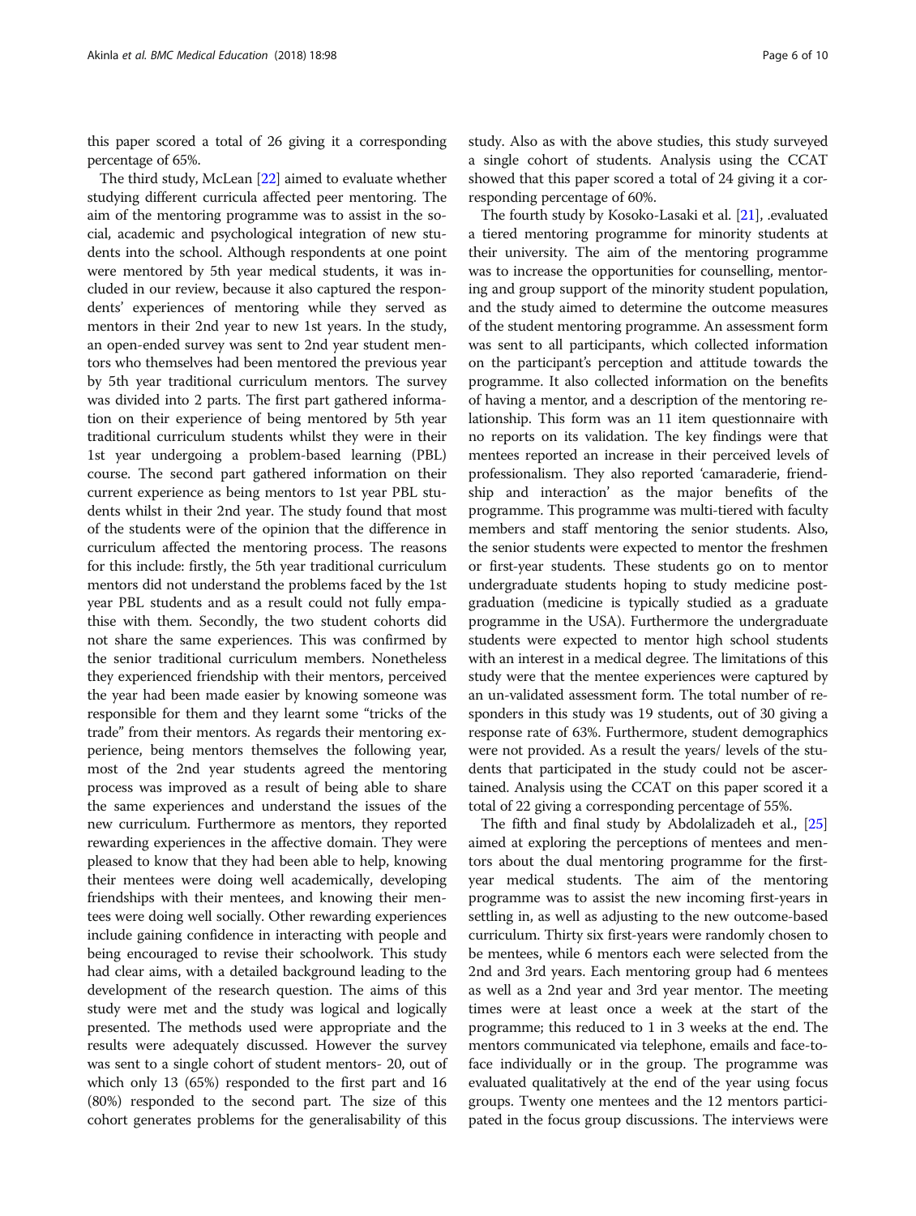this paper scored a total of 26 giving it a corresponding percentage of 65%.

The third study, McLean [22] aimed to evaluate whether studying different curricula affected peer mentoring. The aim of the mentoring programme was to assist in the social, academic and psychological integration of new students into the school. Although respondents at one point were mentored by 5th year medical students, it was included in our review, because it also captured the respondents' experiences of mentoring while they served as mentors in their 2nd year to new 1st years. In the study, an open-ended survey was sent to 2nd year student mentors who themselves had been mentored the previous year by 5th year traditional curriculum mentors. The survey was divided into 2 parts. The first part gathered information on their experience of being mentored by 5th year traditional curriculum students whilst they were in their 1st year undergoing a problem-based learning (PBL) course. The second part gathered information on their current experience as being mentors to 1st year PBL students whilst in their 2nd year. The study found that most of the students were of the opinion that the difference in curriculum affected the mentoring process. The reasons for this include: firstly, the 5th year traditional curriculum mentors did not understand the problems faced by the 1st year PBL students and as a result could not fully empathise with them. Secondly, the two student cohorts did not share the same experiences. This was confirmed by the senior traditional curriculum members. Nonetheless they experienced friendship with their mentors, perceived the year had been made easier by knowing someone was responsible for them and they learnt some "tricks of the trade" from their mentors. As regards their mentoring experience, being mentors themselves the following year, most of the 2nd year students agreed the mentoring process was improved as a result of being able to share the same experiences and understand the issues of the new curriculum. Furthermore as mentors, they reported rewarding experiences in the affective domain. They were pleased to know that they had been able to help, knowing their mentees were doing well academically, developing friendships with their mentees, and knowing their mentees were doing well socially. Other rewarding experiences include gaining confidence in interacting with people and being encouraged to revise their schoolwork. This study had clear aims, with a detailed background leading to the development of the research question. The aims of this study were met and the study was logical and logically presented. The methods used were appropriate and the results were adequately discussed. However the survey was sent to a single cohort of student mentors- 20, out of which only 13 (65%) responded to the first part and 16 (80%) responded to the second part. The size of this cohort generates problems for the generalisability of this study. Also as with the above studies, this study surveyed a single cohort of students. Analysis using the CCAT showed that this paper scored a total of 24 giving it a corresponding percentage of 60%.

The fourth study by Kosoko-Lasaki et al. [21], .evaluated a tiered mentoring programme for minority students at their university. The aim of the mentoring programme was to increase the opportunities for counselling, mentoring and group support of the minority student population, and the study aimed to determine the outcome measures of the student mentoring programme. An assessment form was sent to all participants, which collected information on the participant's perception and attitude towards the programme. It also collected information on the benefits of having a mentor, and a description of the mentoring relationship. This form was an 11 item questionnaire with no reports on its validation. The key findings were that mentees reported an increase in their perceived levels of professionalism. They also reported 'camaraderie, friendship and interaction' as the major benefits of the programme. This programme was multi-tiered with faculty members and staff mentoring the senior students. Also, the senior students were expected to mentor the freshmen or first-year students. These students go on to mentor undergraduate students hoping to study medicine post-graduation (medicine is typically studied as a graduate programme in the USA). Furthermore the undergraduate students were expected to mentor high school students with an interest in a medical degree. The limitations of this study were that the mentee experiences were captured by an un-validated assessment form. The total number of responders in this study was 19 students, out of 30 giving a response rate of 63%. Furthermore, student demographics were not provided. As a result the years/ levels of the students that participated in the study could not be ascertained. Analysis using the CCAT on this paper scored it a total of 22 giving a corresponding percentage of 55%.

The fifth and final study by Abdolalizadeh et al., [25] aimed at exploring the perceptions of mentees and mentors about the dual mentoring programme for the first-year medical students. The aim of the mentoring programme was to assist the new incoming first-years in settling in, as well as adjusting to the new outcome-based curriculum. Thirty six first-years were randomly chosen to be mentees, while 6 mentors each were selected from the 2nd and 3rd years. Each mentoring group had 6 mentees as well as a 2nd year and 3rd year mentor. The meeting times were at least once a week at the start of the programme; this reduced to 1 in 3 weeks at the end. The mentors communicated via telephone, emails and face-to-face individually or in the group. The programme was evaluated qualitatively at the end of the year using focus groups. Twenty one mentees and the 12 mentors participated in the focus group discussions. The interviews were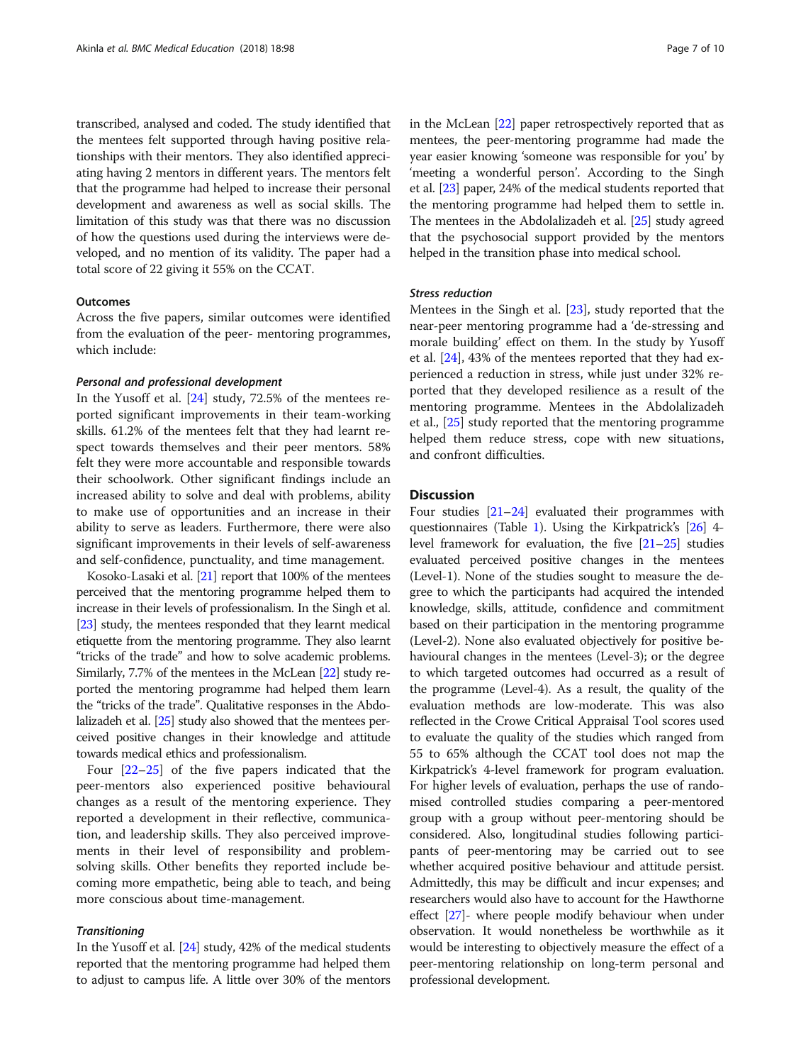transcribed, analysed and coded. The study identified that the mentees felt supported through having positive relationships with their mentors. They also identified appreciating having 2 mentors in different years. The mentors felt that the programme had helped to increase their personal development and awareness as well as social skills. The limitation of this study was that there was no discussion of how the questions used during the interviews were developed, and no mention of its validity. The paper had a total score of 22 giving it 55% on the CCAT.

### Outcomes

Across the five papers, similar outcomes were identified from the evaluation of the peer- mentoring programmes, which include:

#### *Personal and professional development*

In the Yusoff et al. [24] study, 72.5% of the mentees reported significant improvements in their team-working skills. 61.2% of the mentees felt that they had learnt respect towards themselves and their peer mentors. 58% felt they were more accountable and responsible towards their schoolwork. Other significant findings include an increased ability to solve and deal with problems, ability to make use of opportunities and an increase in their ability to serve as leaders. Furthermore, there were also significant improvements in their levels of self-awareness and self-confidence, punctuality, and time management.

Kosoko-Lasaki et al. [21] report that 100% of the mentees perceived that the mentoring programme helped them to increase in their levels of professionalism. In the Singh et al. [23] study, the mentees responded that they learnt medical etiquette from the mentoring programme. They also learnt "tricks of the trade" and how to solve academic problems. Similarly, 7.7% of the mentees in the McLean [22] study reported the mentoring programme had helped them learn the "tricks of the trade". Qualitative responses in the Abdolalizadeh et al. [25] study also showed that the mentees perceived positive changes in their knowledge and attitude towards medical ethics and professionalism.

Four [22–25] of the five papers indicated that the peer-mentors also experienced positive behavioural changes as a result of the mentoring experience. They reported a development in their reflective, communication, and leadership skills. They also perceived improvements in their level of responsibility and problem-solving skills. Other benefits they reported include becoming more empathetic, being able to teach, and being more conscious about time-management.

#### *Transitioning*

In the Yusoff et al. [24] study, 42% of the medical students reported that the mentoring programme had helped them to adjust to campus life. A little over 30% of the mentors in the McLean [22] paper retrospectively reported that as mentees, the peer-mentoring programme had made the year easier knowing 'someone was responsible for you' by 'meeting a wonderful person'. According to the Singh et al. [23] paper, 24% of the medical students reported that the mentoring programme had helped them to settle in. The mentees in the Abdolalizadeh et al. [25] study agreed that the psychosocial support provided by the mentors helped in the transition phase into medical school.

#### *Stress reduction*

Mentees in the Singh et al. [23], study reported that the near-peer mentoring programme had a 'de-stressing and morale building' effect on them. In the study by Yusoff et al. [24], 43% of the mentees reported that they had experienced a reduction in stress, while just under 32% reported that they developed resilience as a result of the mentoring programme. Mentees in the Abdolalizadeh et al., [25] study reported that the mentoring programme helped them reduce stress, cope with new situations, and confront difficulties.

## Discussion

Four studies [21–24] evaluated their programmes with questionnaires (Table 1). Using the Kirkpatrick's [26] 4-level framework for evaluation, the five [21–25] studies evaluated perceived positive changes in the mentees (Level-1). None of the studies sought to measure the degree to which the participants had acquired the intended knowledge, skills, attitude, confidence and commitment based on their participation in the mentoring programme (Level-2). None also evaluated objectively for positive behavioural changes in the mentees (Level-3); or the degree to which targeted outcomes had occurred as a result of the programme (Level-4). As a result, the quality of the evaluation methods are low-moderate. This was also reflected in the Crowe Critical Appraisal Tool scores used to evaluate the quality of the studies which ranged from 55 to 65% although the CCAT tool does not map the Kirkpatrick's 4-level framework for program evaluation. For higher levels of evaluation, perhaps the use of randomised controlled studies comparing a peer-mentored group with a group without peer-mentoring should be considered. Also, longitudinal studies following participants of peer-mentoring may be carried out to see whether acquired positive behaviour and attitude persist. Admittedly, this may be difficult and incur expenses; and researchers would also have to account for the Hawthorne effect [27]- where people modify behaviour when under observation. It would nonetheless be worthwhile as it would be interesting to objectively measure the effect of a peer-mentoring relationship on long-term personal and professional development.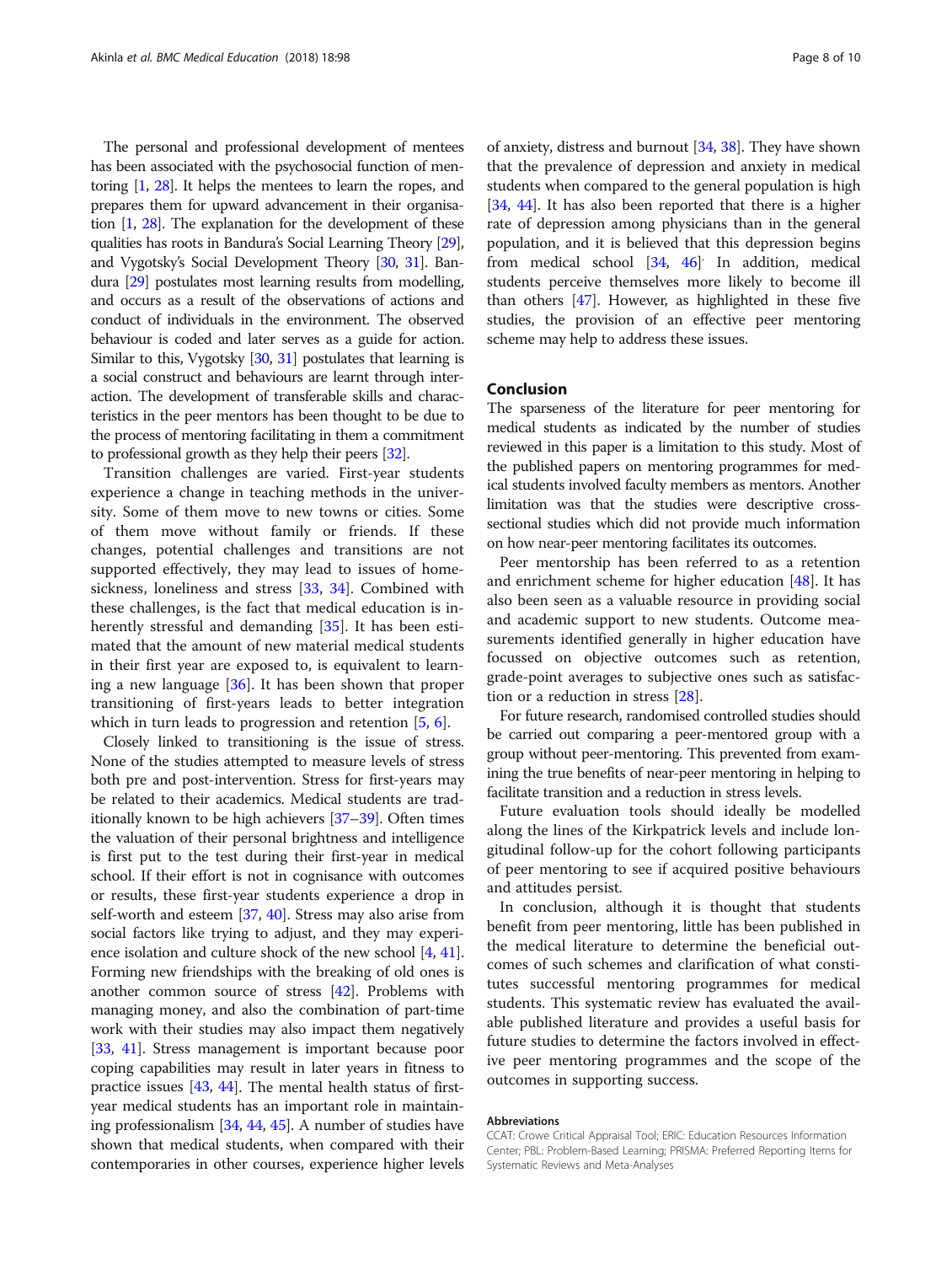The personal and professional development of mentees has been associated with the psychosocial function of mentoring [1, 28]. It helps the mentees to learn the ropes, and prepares them for upward advancement in their organisation [1, 28]. The explanation for the development of these qualities has roots in Bandura's Social Learning Theory [29], and Vygotsky's Social Development Theory [30, 31]. Bandura [29] postulates most learning results from modelling, and occurs as a result of the observations of actions and conduct of individuals in the environment. The observed behaviour is coded and later serves as a guide for action. Similar to this, Vygotsky [30, 31] postulates that learning is a social construct and behaviours are learnt through interaction. The development of transferable skills and characteristics in the peer mentors has been thought to be due to the process of mentoring facilitating in them a commitment to professional growth as they help their peers [32].

Transition challenges are varied. First-year students experience a change in teaching methods in the university. Some of them move to new towns or cities. Some of them move without family or friends. If these changes, potential challenges and transitions are not supported effectively, they may lead to issues of homesickness, loneliness and stress [33, 34]. Combined with these challenges, is the fact that medical education is inherently stressful and demanding [35]. It has been estimated that the amount of new material medical students in their first year are exposed to, is equivalent to learning a new language [36]. It has been shown that proper transitioning of first-years leads to better integration which in turn leads to progression and retention [5, 6].

Closely linked to transitioning is the issue of stress. None of the studies attempted to measure levels of stress both pre and post-intervention. Stress for first-years may be related to their academics. Medical students are traditionally known to be high achievers [37–39]. Often times the valuation of their personal brightness and intelligence is first put to the test during their first-year in medical school. If their effort is not in cognisance with outcomes or results, these first-year students experience a drop in self-worth and esteem [37, 40]. Stress may also arise from social factors like trying to adjust, and they may experience isolation and culture shock of the new school [4, 41]. Forming new friendships with the breaking of old ones is another common source of stress [42]. Problems with managing money, and also the combination of part-time work with their studies may also impact them negatively [33, 41]. Stress management is important because poor coping capabilities may result in later years in fitness to practice issues [43, 44]. The mental health status of first-year medical students has an important role in maintaining professionalism [34, 44, 45]. A number of studies have shown that medical students, when compared with their contemporaries in other courses, experience higher levels of anxiety, distress and burnout [34, 38]. They have shown that the prevalence of depression and anxiety in medical students when compared to the general population is high [34, 44]. It has also been reported that there is a higher rate of depression among physicians than in the general population, and it is believed that this depression begins from medical school [34, 46]. In addition, medical students perceive themselves more likely to become ill than others [47]. However, as highlighted in these five studies, the provision of an effective peer mentoring scheme may help to address these issues.

## Conclusion

The sparseness of the literature for peer mentoring for medical students as indicated by the number of studies reviewed in this paper is a limitation to this study. Most of the published papers on mentoring programmes for medical students involved faculty members as mentors. Another limitation was that the studies were descriptive cross-sectional studies which did not provide much information on how near-peer mentoring facilitates its outcomes.

Peer mentorship has been referred to as a retention and enrichment scheme for higher education [48]. It has also been seen as a valuable resource in providing social and academic support to new students. Outcome measurements identified generally in higher education have focussed on objective outcomes such as retention, grade-point averages to subjective ones such as satisfaction or a reduction in stress [28].

For future research, randomised controlled studies should be carried out comparing a peer-mentored group with a group without peer-mentoring. This prevented from examining the true benefits of near-peer mentoring in helping to facilitate transition and a reduction in stress levels.

Future evaluation tools should ideally be modelled along the lines of the Kirkpatrick levels and include longitudinal follow-up for the cohort following participants of peer mentoring to see if acquired positive behaviours and attitudes persist.

In conclusion, although it is thought that students benefit from peer mentoring, little has been published in the medical literature to determine the beneficial outcomes of such schemes and clarification of what constitutes successful mentoring programmes for medical students. This systematic review has evaluated the available published literature and provides a useful basis for future studies to determine the factors involved in effective peer mentoring programmes and the scope of the outcomes in supporting success.

#### Abbreviations

CCAT: Crowe Critical Appraisal Tool; ERIC: Education Resources Information Center; PBL: Problem-Based Learning; PRISMA: Preferred Reporting Items for Systematic Reviews and Meta-Analyses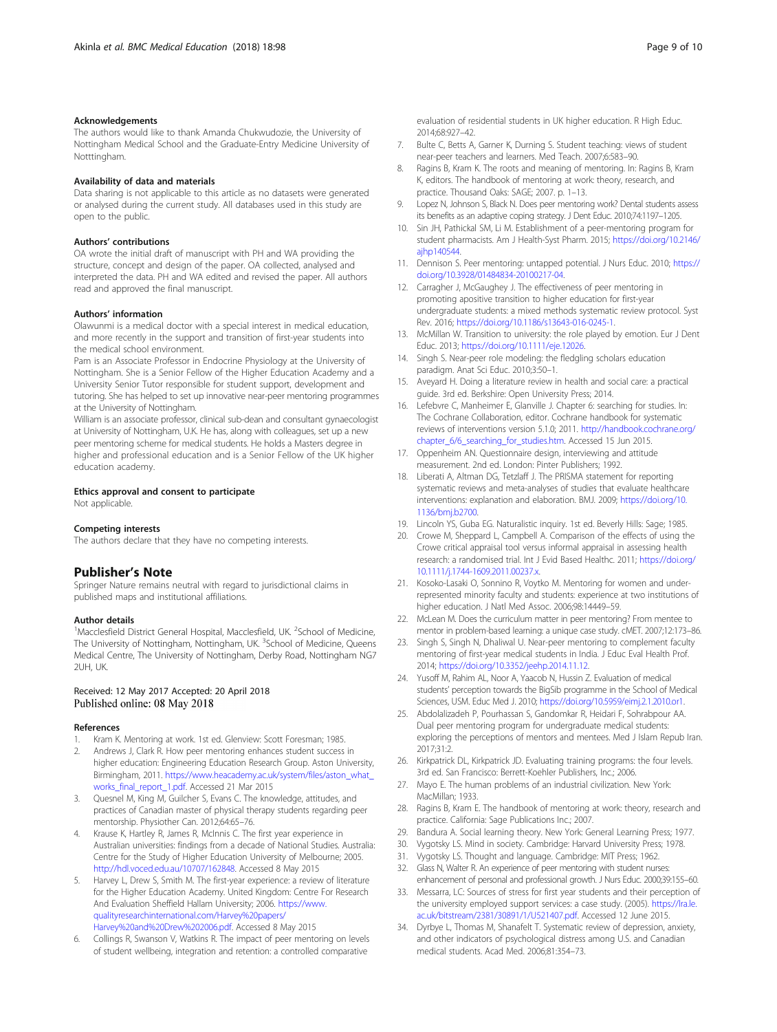### Acknowledgements

The authors would like to thank Amanda Chukwudozie, the University of Nottingham Medical School and the Graduate-Entry Medicine University of Notttingham.

### Availability of data and materials

Data sharing is not applicable to this article as no datasets were generated or analysed during the current study. All databases used in this study are open to the public.

### Authors' contributions

OA wrote the initial draft of manuscript with PH and WA providing the structure, concept and design of the paper. OA collected, analysed and interpreted the data. PH and WA edited and revised the paper. All authors read and approved the final manuscript.

### Authors' information

Olawunmi is a medical doctor with a special interest in medical education, and more recently in the support and transition of first-year students into the medical school environment.

Pam is an Associate Professor in Endocrine Physiology at the University of Nottingham. She is a Senior Fellow of the Higher Education Academy and a University Senior Tutor responsible for student support, development and tutoring. She has helped to set up innovative near-peer mentoring programmes at the University of Nottingham.

William is an associate professor, clinical sub-dean and consultant gynaecologist at University of Nottingham, U.K. He has, along with colleagues, set up a new peer mentoring scheme for medical students. He holds a Masters degree in higher and professional education and is a Senior Fellow of the UK higher education academy.

### Ethics approval and consent to participate

Not applicable.

### Competing interests

The authors declare that they have no competing interests.

## Publisher's Note

Springer Nature remains neutral with regard to jurisdictional claims in published maps and institutional affiliations.

### Author details

[1]Macclesfield District General Hospital, Macclesfield, UK. [2]School of Medicine, The University of Nottingham, Nottingham, UK. [3]School of Medicine, Queens Medical Centre, The University of Nottingham, Derby Road, Nottingham NG7 2UH, UK.

Received: 12 May 2017 Accepted: 20 April 2018
Published online: 08 May 2018

### References

1. Kram K. Mentoring at work. 1st ed. Glenview: Scott Foresman; 1985.
2. Andrews J, Clark R. How peer mentoring enhances student success in higher education: Engineering Education Research Group. Aston University, Birmingham, 2011. https://www.heacademy.ac.uk/system/files/aston_what_works_final_report_1.pdf. Accessed 21 Mar 2015
3. Quesnel M, King M, Guilcher S, Evans C. The knowledge, attitudes, and practices of Canadian master of physical therapy students regarding peer mentorship. Physiother Can. 2012;64:65–76.
4. Krause K, Hartley R, James R, McInnis C. The first year experience in Australian universities: findings from a decade of National Studies. Australia: Centre for the Study of Higher Education University of Melbourne; 2005. http://hdl.voced.edu.au/10707/162848. Accessed 8 May 2015
5. Harvey L, Drew S, Smith M. The first-year experience: a review of literature for the Higher Education Academy. United Kingdom: Centre For Research And Evaluation Sheffield Hallam University; 2006. https://www.qualityresearchinternational.com/Harvey%20papers/Harvey%20and%20Drew%202006.pdf. Accessed 8 May 2015
6. Collings R, Swanson V, Watkins R. The impact of peer mentoring on levels of student wellbeing, integration and retention: a controlled comparative evaluation of residential students in UK higher education. R High Educ. 2014;68:927–42.
7. Bulte C, Betts A, Garner K, Durning S. Student teaching: views of student near-peer teachers and learners. Med Teach. 2007;6:583–90.
8. Ragins B, Kram K. The roots and meaning of mentoring. In: Ragins B, Kram K, editors. The handbook of mentoring at work: theory, research, and practice. Thousand Oaks: SAGE; 2007. p. 1–13.
9. Lopez N, Johnson S, Black N. Does peer mentoring work? Dental students assess its benefits as an adaptive coping strategy. J Dent Educ. 2010;74:1197–1205.
10. Sin JH, Pathickal SM, Li M. Establishment of a peer-mentoring program for student pharmacists. Am J Health-Syst Pharm. 2015; https://doi.org/10.2146/ajhp140544.
11. Dennison S. Peer mentoring: untapped potential. J Nurs Educ. 2010; https://doi.org/10.3928/01484834-20100217-04.
12. Carragher J, McGaughey J. The effectiveness of peer mentoring in promoting apositive transition to higher education for first-year undergraduate students: a mixed methods systematic review protocol. Syst Rev. 2016; https://doi.org/10.1186/s13643-016-0245-1.
13. McMillan W. Transition to university: the role played by emotion. Eur J Dent Educ. 2013; https://doi.org/10.1111/eje.12026.
14. Singh S. Near-peer role modeling: the fledgling scholars education paradigm. Anat Sci Educ. 2010;3:50–1.
15. Aveyard H. Doing a literature review in health and social care: a practical guide. 3rd ed. Berkshire: Open University Press; 2014.
16. Lefebvre C, Manheimer E, Glanville J. Chapter 6: searching for studies. In: The Cochrane Collaboration, editor. Cochrane handbook for systematic reviews of interventions version 5.1.0; 2011. http://handbook.cochrane.org/chapter_6/6_searching_for_studies.htm. Accessed 15 Jun 2015.
17. Oppenheim AN. Questionnaire design, interviewing and attitude measurement. 2nd ed. London: Pinter Publishers; 1992.
18. Liberati A, Altman DG, Tetzlaff J. The PRISMA statement for reporting systematic reviews and meta-analyses of studies that evaluate healthcare interventions: explanation and elaboration. BMJ. 2009; https://doi.org/10.1136/bmj.b2700.
19. Lincoln YS, Guba EG. Naturalistic inquiry. 1st ed. Beverly Hills: Sage; 1985.
20. Crowe M, Sheppard L, Campbell A. Comparison of the effects of using the Crowe critical appraisal tool versus informal appraisal in assessing health research: a randomised trial. Int J Evid Based Healthc. 2011; https://doi.org/10.1111/j.1744-1609.2011.00237.x.
21. Kosoko-Lasaki O, Sonnino R, Voytko M. Mentoring for women and under-represented minority faculty and students: experience at two institutions of higher education. J Natl Med Assoc. 2006;98:14449–59.
22. McLean M. Does the curriculum matter in peer mentoring? From mentee to mentor in problem-based learning: a unique case study. cMET. 2007;12:173–86.
23. Singh S, Singh N, Dhaliwal U. Near-peer mentoring to complement faculty mentoring of first-year medical students in India. J Educ Eval Health Prof. 2014; https://doi.org/10.3352/jeehp.2014.11.12.
24. Yusoff M, Rahim AL, Noor A, Yaacob N, Hussin Z. Evaluation of medical students' perception towards the BigSib programme in the School of Medical Sciences, USM. Educ Med J. 2010; https://doi.org/10.5959/eimj.2.1.2010.or1.
25. Abdolalizadeh P, Pourhassan S, Gandomkar R, Heidari F, Sohrabpour AA. Dual peer mentoring program for undergraduate medical students: exploring the perceptions of mentors and mentees. Med J Islam Repub Iran. 2017;31:2.
26. Kirkpatrick DL, Kirkpatrick JD. Evaluating training programs: the four levels. 3rd ed. San Francisco: Berrett-Koehler Publishers, Inc.; 2006.
27. Mayo E. The human problems of an industrial civilization. New York: MacMillan; 1933.
28. Ragins B, Kram E. The handbook of mentoring at work: theory, research and practice. California: Sage Publications Inc.; 2007.
29. Bandura A. Social learning theory. New York: General Learning Press; 1977.
30. Vygotsky LS. Mind in society. Cambridge: Harvard University Press; 1978.
31. Vygotsky LS. Thought and language. Cambridge: MIT Press; 1962.
32. Glass N, Walter R. An experience of peer mentoring with student nurses: enhancement of personal and professional growth. J Nurs Educ. 2000;39:155–60.
33. Messarra, LC: Sources of stress for first year students and their perception of the university employed support services: a case study. (2005). https://lra.le.ac.uk/bitstream/2381/30891/1/U521407.pdf. Accessed 12 June 2015.
34. Dyrbye L, Thomas M, Shanafelt T. Systematic review of depression, anxiety, and other indicators of psychological distress among U.S. and Canadian medical students. Acad Med. 2006;81:354–73.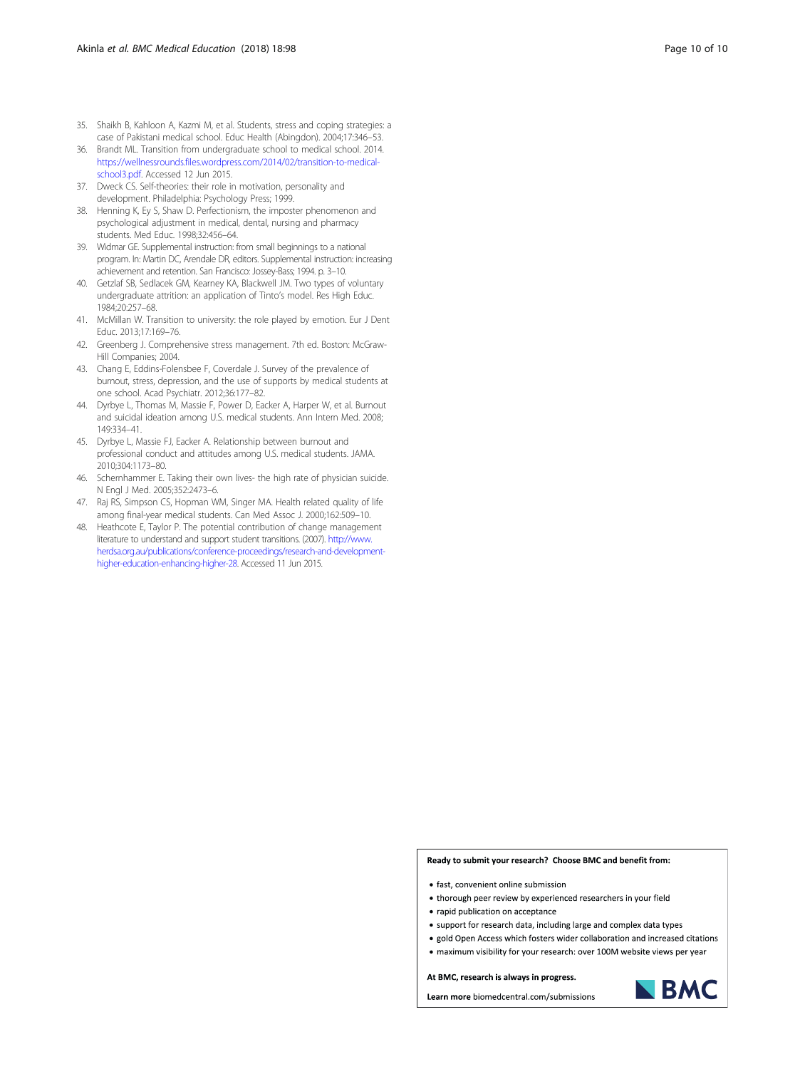35. Shaikh B, Kahloon A, Kazmi M, et al. Students, stress and coping strategies: a case of Pakistani medical school. Educ Health (Abingdon). 2004;17:346–53.
36. Brandt ML. Transition from undergraduate school to medical school. 2014. https://wellnessrounds.files.wordpress.com/2014/02/transition-to-medical-school3.pdf. Accessed 12 Jun 2015.
37. Dweck CS. Self-theories: their role in motivation, personality and development. Philadelphia: Psychology Press; 1999.
38. Henning K, Ey S, Shaw D. Perfectionism, the imposter phenomenon and psychological adjustment in medical, dental, nursing and pharmacy students. Med Educ. 1998;32:456–64.
39. Widmar GE. Supplemental instruction: from small beginnings to a national program. In: Martin DC, Arendale DR, editors. Supplemental instruction: increasing achievement and retention. San Francisco: Jossey-Bass; 1994. p. 3–10.
40. Getzlaf SB, Sedlacek GM, Kearney KA, Blackwell JM. Two types of voluntary undergraduate attrition: an application of Tinto's model. Res High Educ. 1984;20:257–68.
41. McMillan W. Transition to university: the role played by emotion. Eur J Dent Educ. 2013;17:169–76.
42. Greenberg J. Comprehensive stress management. 7th ed. Boston: McGraw-Hill Companies; 2004.
43. Chang E, Eddins-Folensbee F, Coverdale J. Survey of the prevalence of burnout, stress, depression, and the use of supports by medical students at one school. Acad Psychiatr. 2012;36:177–82.
44. Dyrbye L, Thomas M, Massie F, Power D, Eacker A, Harper W, et al. Burnout and suicidal ideation among U.S. medical students. Ann Intern Med. 2008; 149:334–41.
45. Dyrbye L, Massie FJ, Eacker A. Relationship between burnout and professional conduct and attitudes among U.S. medical students. JAMA. 2010;304:1173–80.
46. Schernhammer E. Taking their own lives- the high rate of physician suicide. N Engl J Med. 2005;352:2473–6.
47. Raj RS, Simpson CS, Hopman WM, Singer MA. Health related quality of life among final-year medical students. Can Med Assoc J. 2000;162:509–10.
48. Heathcote E, Taylor P. The potential contribution of change management literature to understand and support student transitions. (2007). http://www.herdsa.org.au/publications/conference-proceedings/research-and-development-higher-education-enhancing-higher-28. Accessed 11 Jun 2015.

**Ready to submit your research? Choose BMC and benefit from:**

- fast, convenient online submission
- thorough peer review by experienced researchers in your field
- rapid publication on acceptance
- support for research data, including large and complex data types
- gold Open Access which fosters wider collaboration and increased citations
- maximum visibility for your research: over 100M website views per year

**At BMC, research is always in progress.**

**Learn more** biomedcentral.com/submissions

BMC